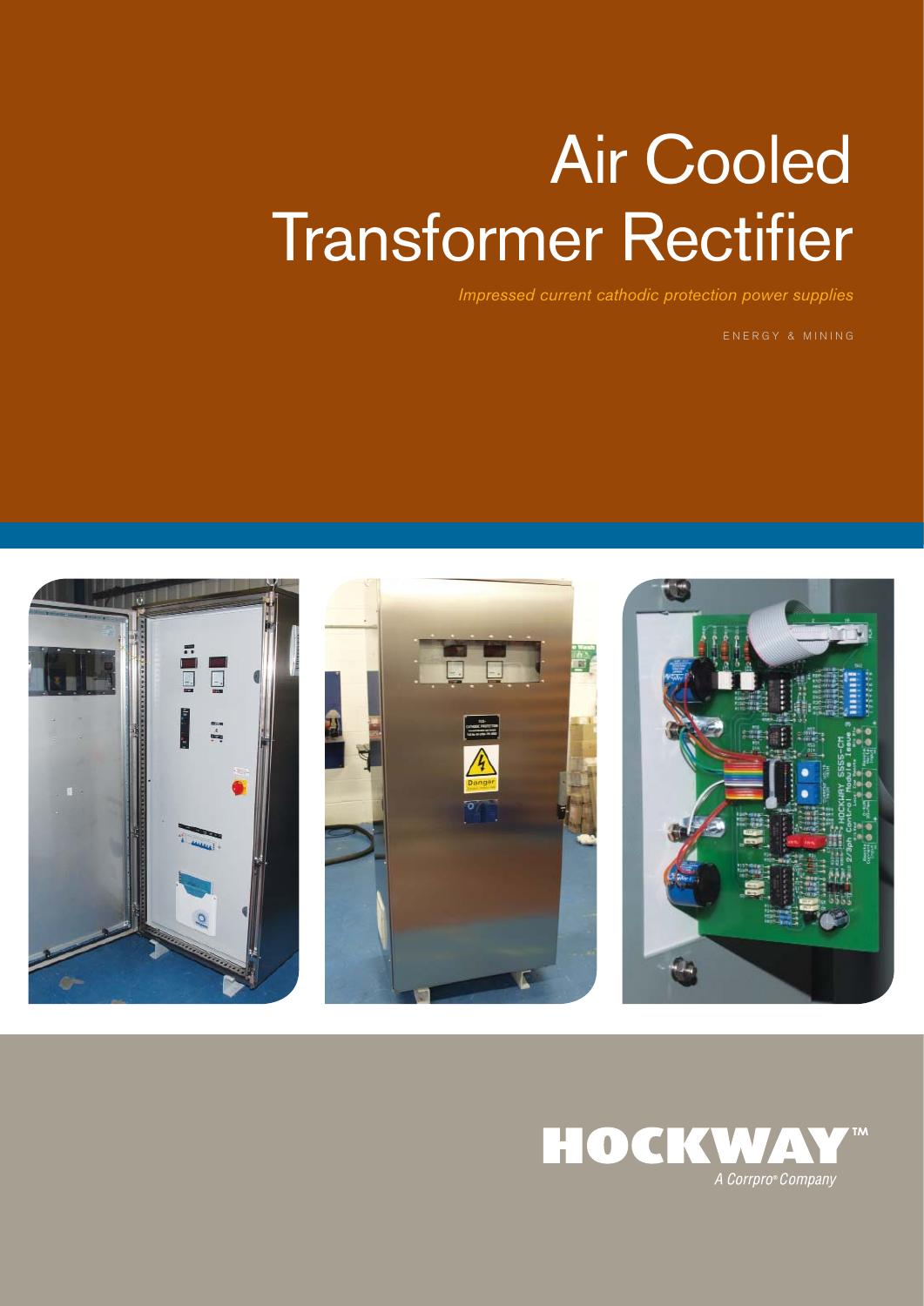# Air Cooled Transformer Rectifier

*Impressed current cathodic protection power supplies*

ENERGY & MINING

HOCKWAY™

*A Corrpro® Company*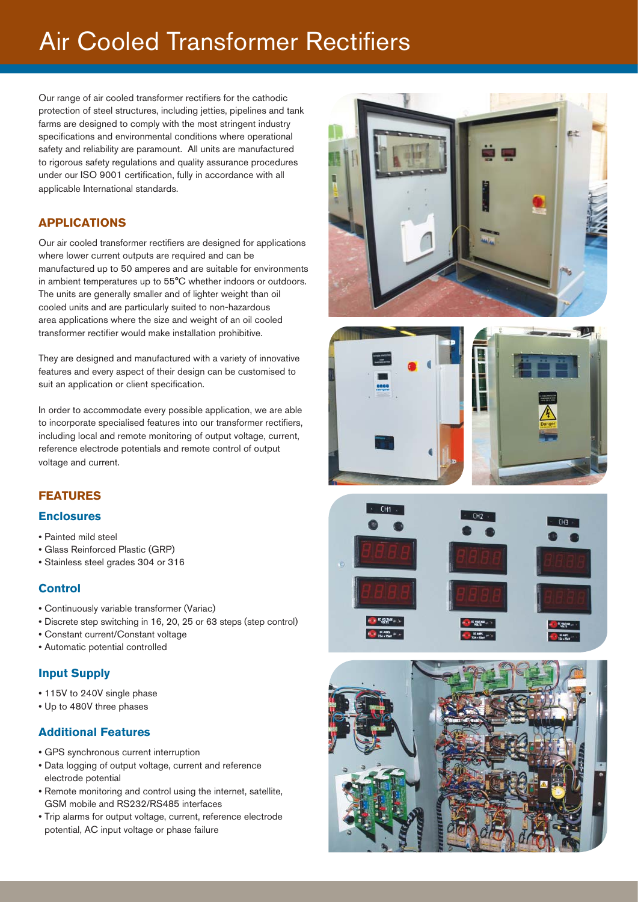# Air Cooled Transformer Rectifiers

Our range of air cooled transformer rectifiers for the cathodic protection of steel structures, including jetties, pipelines and tank farms are designed to comply with the most stringent industry specifications and environmental conditions where operational safety and reliability are paramount. All units are manufactured to rigorous safety regulations and quality assurance procedures under our ISO 9001 certification, fully in accordance with all applicable International standards.

## APPLICATIONS

Our air cooled transformer rectifiers are designed for applications where lower current outputs are required and can be manufactured up to 50 amperes and are suitable for environments in ambient temperatures up to 55°C whether indoors or outdoors. The units are generally smaller and of lighter weight than oil cooled units and are particularly suited to non-hazardous area applications where the size and weight of an oil cooled transformer rectifier would make installation prohibitive.

They are designed and manufactured with a variety of innovative features and every aspect of their design can be customised to suit an application or client specification.

In order to accommodate every possible application, we are able to incorporate specialised features into our transformer rectifiers, including local and remote monitoring of output voltage, current, reference electrode potentials and remote control of output voltage and current.

## FEATURES

### Enclosures

- Painted mild steel
- Glass Reinforced Plastic (GRP)
- Stainless steel grades 304 or 316

### Control

- Continuously variable transformer (Variac)
- Discrete step switching in 16, 20, 25 or 63 steps (step control)
- Constant current/Constant voltage
- Automatic potential controlled

### Input Supply

- 115V to 240V single phase
- Up to 480V three phases

### Additional Features

- GPS synchronous current interruption
- Data logging of output voltage, current and reference electrode potential
- Remote monitoring and control using the internet, satellite, GSM mobile and RS232/RS485 interfaces
- Trip alarms for output voltage, current, reference electrode potential, AC input voltage or phase failure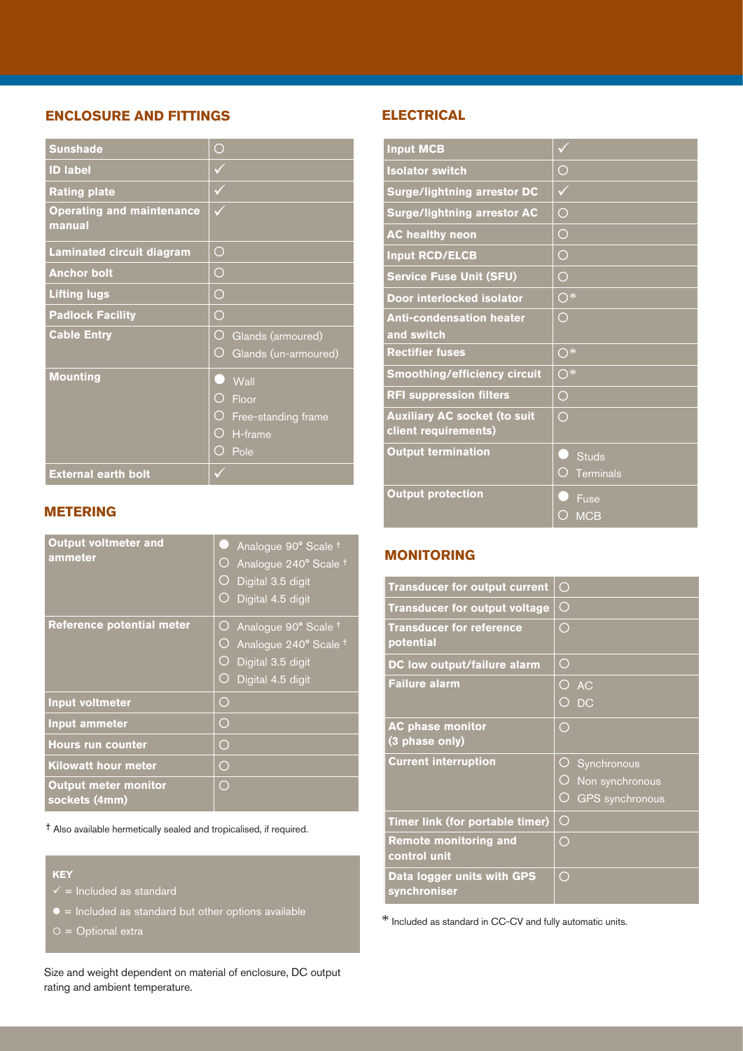## ENCLOSURE AND FITTINGS

| | |
|---|---|
| **Sunshade** | ○ |
| **ID label** | ✓ |
| **Rating plate** | ✓ |
| **Operating and maintenance manual** | ✓ |
| **Laminated circuit diagram** | ○ |
| **Anchor bolt** | ○ |
| **Lifting lugs** | ○ |
| **Padlock Facility** | ○ |
| **Cable Entry** | ○ Glands (armoured)<br>○ Glands (un-armoured) |
| **Mounting** | ● Wall<br>○ Floor<br>○ Free-standing frame<br>○ H-frame<br>○ Pole |
| **External earth bolt** | ✓ |

## METERING

| | |
|---|---|
| **Output voltmeter and ammeter** | ● Analogue 90° Scale †<br>○ Analogue 240° Scale †<br>○ Digital 3.5 digit<br>○ Digital 4.5 digit |
| **Reference potential meter** | ○ Analogue 90° Scale †<br>○ Analogue 240° Scale †<br>○ Digital 3.5 digit<br>○ Digital 4.5 digit |
| **Input voltmeter** | ○ |
| **Input ammeter** | ○ |
| **Hours run counter** | ○ |
| **Kilowatt hour meter** | ○ |
| **Output meter monitor sockets (4mm)** | ○ |

† Also available hermetically sealed and tropicalised, if required.

**KEY**

- ✓ = Included as standard
- ● = Included as standard but other options available
- ○ = Optional extra

Size and weight dependent on material of enclosure, DC output rating and ambient temperature.

## ELECTRICAL

| | |
|---|---|
| **Input MCB** | ✓ |
| **Isolator switch** | ○ |
| **Surge/lightning arrestor DC** | ✓ |
| **Surge/lightning arrestor AC** | ○ |
| **AC healthy neon** | ○ |
| **Input RCD/ELCB** | ○ |
| **Service Fuse Unit (SFU)** | ○ |
| **Door interlocked isolator** | ○* |
| **Anti-condensation heater and switch** | ○ |
| **Rectifier fuses** | ○* |
| **Smoothing/efficiency circuit** | ○* |
| **RFI suppression filters** | ○ |
| **Auxiliary AC socket (to suit client requirements)** | ○ |
| **Output termination** | ● Studs<br>○ Terminals |
| **Output protection** | ● Fuse<br>○ MCB |

## MONITORING

| | |
|---|---|
| **Transducer for output current** | ○ |
| **Transducer for output voltage** | ○ |
| **Transducer for reference potential** | ○ |
| **DC low output/failure alarm** | ○ |
| **Failure alarm** | ○ AC<br>○ DC |
| **AC phase monitor (3 phase only)** | ○ |
| **Current interruption** | ○ Synchronous<br>○ Non synchronous<br>○ GPS synchronous |
| **Timer link (for portable timer)** | ○ |
| **Remote monitoring and control unit** | ○ |
| **Data logger units with GPS synchroniser** | ○ |

* Included as standard in CC-CV and fully automatic units.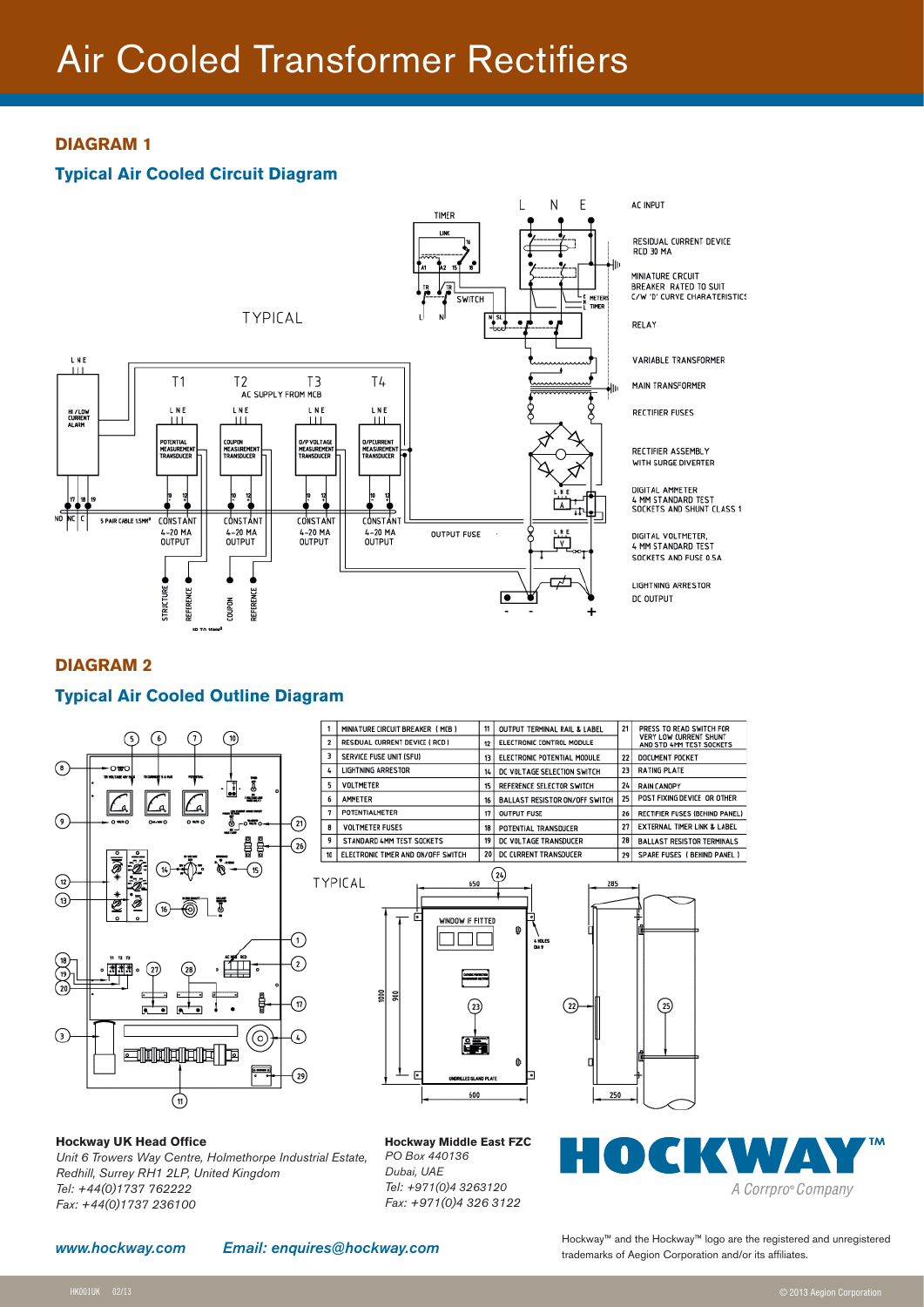# Air Cooled Transformer Rectifiers

## DIAGRAM 1

### Typical Air Cooled Circuit Diagram

TYPICAL

TIMER

LINK

SWITCH

L N E

AC INPUT

RESIDUAL CURRENT DEVICE RCD 30 MA

MINIATURE CIRCUIT BREAKER RATED TO SUIT C/W 'D' CURVE CHARATERISTICS

METERS TIMER

RELAY

VARIABLE TRANSFORMER

MAIN TRANSFORMER

RECTIFIER FUSES

RECTIFIER ASSEMBLY WITH SURGE DIVERTER

DIGITAL AMMETER 4 MM STANDARD TEST SOCKETS AND SHUNT CLASS 1

DIGITAL VOLTMETER, 4 MM STANDARD TEST SOCKETS AND FUSE 0.5A

LIGHTNING ARRESTOR

DC OUTPUT

HI / LOW CURRENT ALARM

NO NC C

5 PAIR CABLE 1.5MM²

T1 T2 T3 T4

AC SUPPLY FROM MCB

POTENTIAL MEASUREMENT TRANSDUCER

COUPON MEASUREMENT TRANSDUCER

O/P VOLTAGE MEASUREMENT TRANSDUCER

O/P CURRENT MEASUREMENT TRANSDUCER

CONSTANT 4-20 MA OUTPUT

OUTPUT FUSE

STRUCTURE REFERENCE COUPON REFERENCE

## DIAGRAM 2

### Typical Air Cooled Outline Diagram

| | | | | | |
|---|---|---|---|---|---|
| 1 | MINIATURE CIRCUIT BREAKER ( MCB ) | 11 | OUTPUT TERMINAL RAIL & LABEL | 21 | PRESS TO READ SWITCH FOR VERY LOW CURRENT SHUNT AND STD 4MM TEST SOCKETS |
| 2 | RESIDUAL CURRENT DEVICE ( RCD ) | 12 | ELECTRONIC CONTROL MODULE | | |
| 3 | SERVICE FUSE UNIT (SFU) | 13 | ELECTRONIC POTENTIAL MODULE | 22 | DOCUMENT POCKET |
| 4 | LIGHTNING ARRESTOR | 14 | DC VOLTAGE SELECTION SWITCH | 23 | RATING PLATE |
| 5 | VOLTMETER | 15 | REFERENCE SELECTOR SWITCH | 24 | RAIN CANOPY |
| 6 | AMMETER | 16 | BALLAST RESISTOR ON/OFF SWITCH | 25 | POST FIXING DEVICE OR OTHER |
| 7 | POTENTIALMETER | 17 | OUTPUT FUSE | 26 | RECTIFIER FUSES (BEHIND PANEL) |
| 8 | VOLTMETER FUSES | 18 | POTENTIAL TRANSDUCER | 27 | EXTERNAL TIMER LINK & LABEL |
| 9 | STANDARD 4MM TEST SOCKETS | 19 | DC VOLTAGE TRANSDUCER | 28 | BALLAST RESISTOR TERMINALS |
| 10 | ELECTRONIC TIMER AND ON/OFF SWITCH | 20 | DC CURRENT TRANSDUCER | 29 | SPARE FUSES ( BEHIND PANEL ) |

TYPICAL

650 285

WINDOW IF FITTED

4 HOLES DIA 9

1000 910

UNDRILLED GLAND PLATE

600 250

**Hockway UK Head Office**
*Unit 6 Trowers Way Centre, Holmethorpe Industrial Estate, Redhill, Surrey RH1 2LP, United Kingdom*
*Tel: +44(0)1737 762222*
*Fax: +44(0)1737 236100*

**Hockway Middle East FZC**
*PO Box 440136*
*Dubai, UAE*
*Tel: +971(0)4 3263120*
*Fax: +971(0)4 326 3122*

HOCKWAY™
*A Corrpro® Company*

***www.hockway.com*** ***Email: enquires@hockway.com***

Hockway™ and the Hockway™ logo are the registered and unregistered trademarks of Aegion Corporation and/or its affiliates.

HK001UK 02/13

© 2013 Aegion Corporation